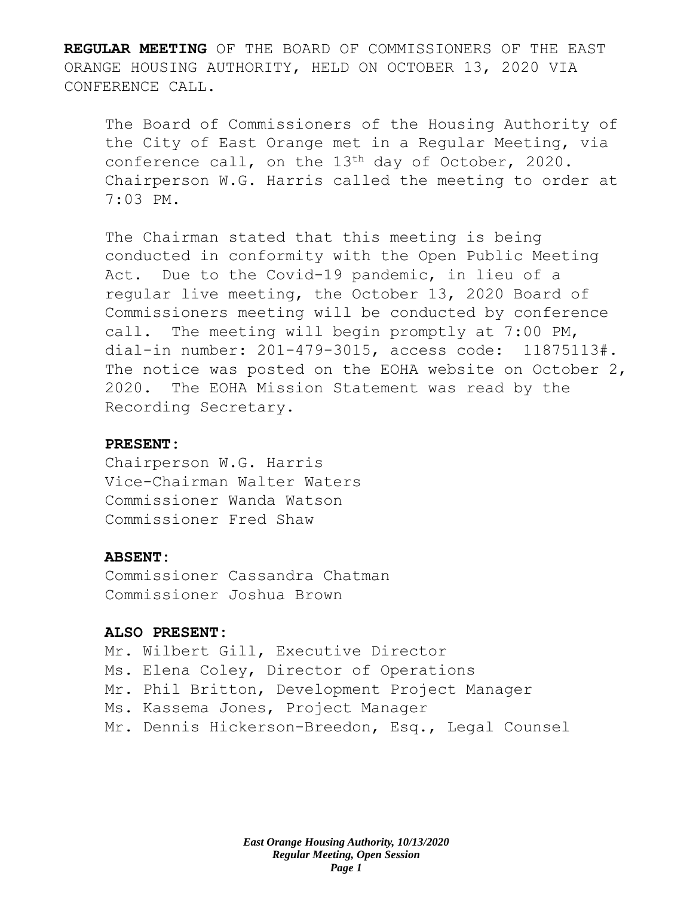**REGULAR MEETING** OF THE BOARD OF COMMISSIONERS OF THE EAST ORANGE HOUSING AUTHORITY, HELD ON OCTOBER 13, 2020 VIA CONFERENCE CALL.

The Board of Commissioners of the Housing Authority of the City of East Orange met in a Regular Meeting, via conference call, on the 13th day of October, 2020. Chairperson W.G. Harris called the meeting to order at 7:03 PM.

The Chairman stated that this meeting is being conducted in conformity with the Open Public Meeting Act. Due to the Covid-19 pandemic, in lieu of a regular live meeting, the October 13, 2020 Board of Commissioners meeting will be conducted by conference call. The meeting will begin promptly at 7:00 PM, dial-in number: 201-479-3015, access code: 11875113#. The notice was posted on the EOHA website on October 2, 2020. The EOHA Mission Statement was read by the Recording Secretary.

**PRESENT:**

Chairperson W.G. Harris
Vice-Chairman Walter Waters
Commissioner Wanda Watson
Commissioner Fred Shaw

**ABSENT:**

Commissioner Cassandra Chatman
Commissioner Joshua Brown

**ALSO PRESENT:**

Mr. Wilbert Gill, Executive Director
Ms. Elena Coley, Director of Operations
Mr. Phil Britton, Development Project Manager
Ms. Kassema Jones, Project Manager
Mr. Dennis Hickerson-Breedon, Esq., Legal Counsel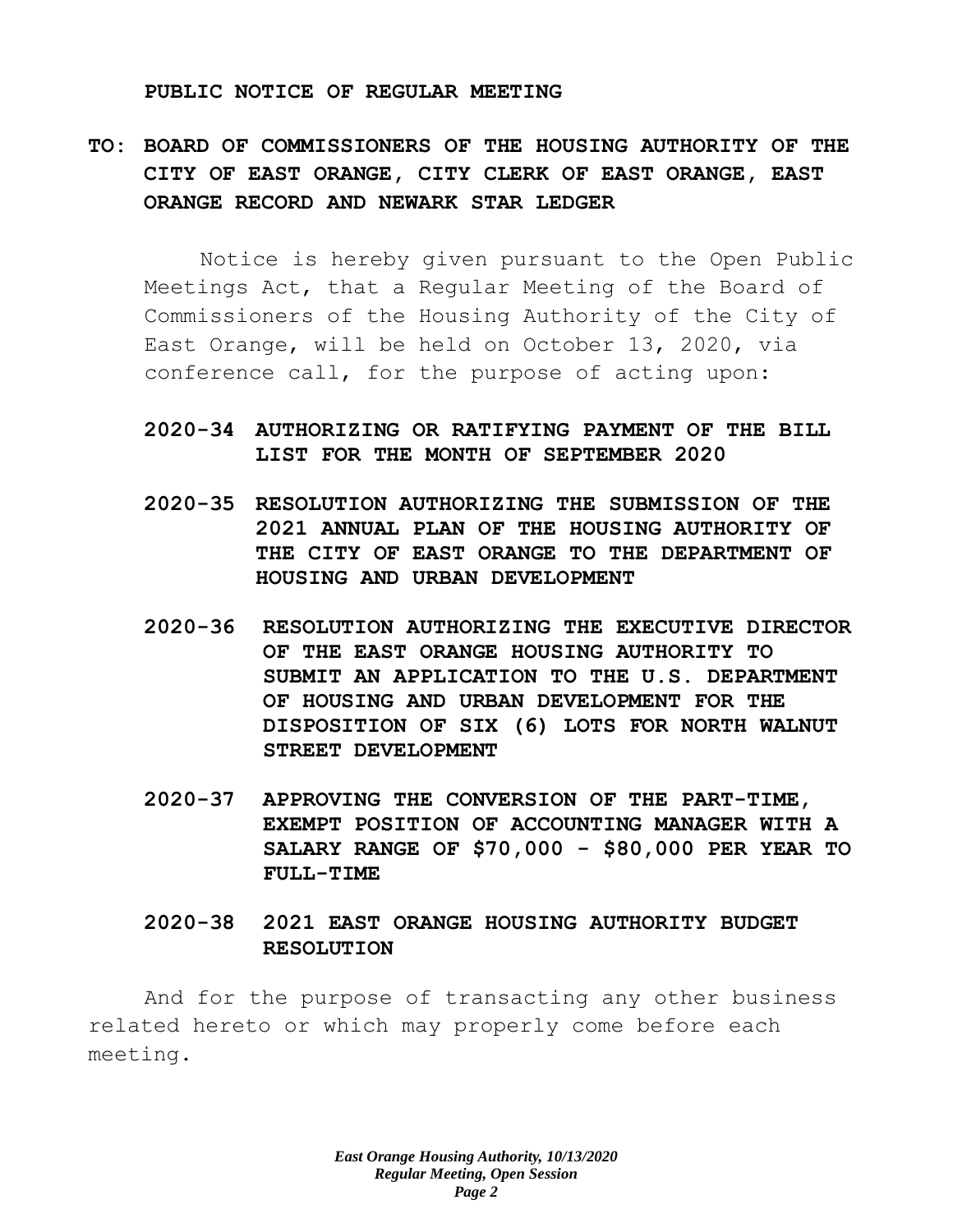**PUBLIC NOTICE OF REGULAR MEETING**

**TO: BOARD OF COMMISSIONERS OF THE HOUSING AUTHORITY OF THE CITY OF EAST ORANGE, CITY CLERK OF EAST ORANGE, EAST ORANGE RECORD AND NEWARK STAR LEDGER**

Notice is hereby given pursuant to the Open Public Meetings Act, that a Regular Meeting of the Board of Commissioners of the Housing Authority of the City of East Orange, will be held on October 13, 2020, via conference call, for the purpose of acting upon:

**2020-34 AUTHORIZING OR RATIFYING PAYMENT OF THE BILL LIST FOR THE MONTH OF SEPTEMBER 2020**

**2020-35 RESOLUTION AUTHORIZING THE SUBMISSION OF THE 2021 ANNUAL PLAN OF THE HOUSING AUTHORITY OF THE CITY OF EAST ORANGE TO THE DEPARTMENT OF HOUSING AND URBAN DEVELOPMENT**

**2020-36 RESOLUTION AUTHORIZING THE EXECUTIVE DIRECTOR OF THE EAST ORANGE HOUSING AUTHORITY TO SUBMIT AN APPLICATION TO THE U.S. DEPARTMENT OF HOUSING AND URBAN DEVELOPMENT FOR THE DISPOSITION OF SIX (6) LOTS FOR NORTH WALNUT STREET DEVELOPMENT**

**2020-37 APPROVING THE CONVERSION OF THE PART-TIME, EXEMPT POSITION OF ACCOUNTING MANAGER WITH A SALARY RANGE OF $70,000 - $80,000 PER YEAR TO FULL-TIME**

**2020-38 2021 EAST ORANGE HOUSING AUTHORITY BUDGET RESOLUTION**

And for the purpose of transacting any other business related hereto or which may properly come before each meeting.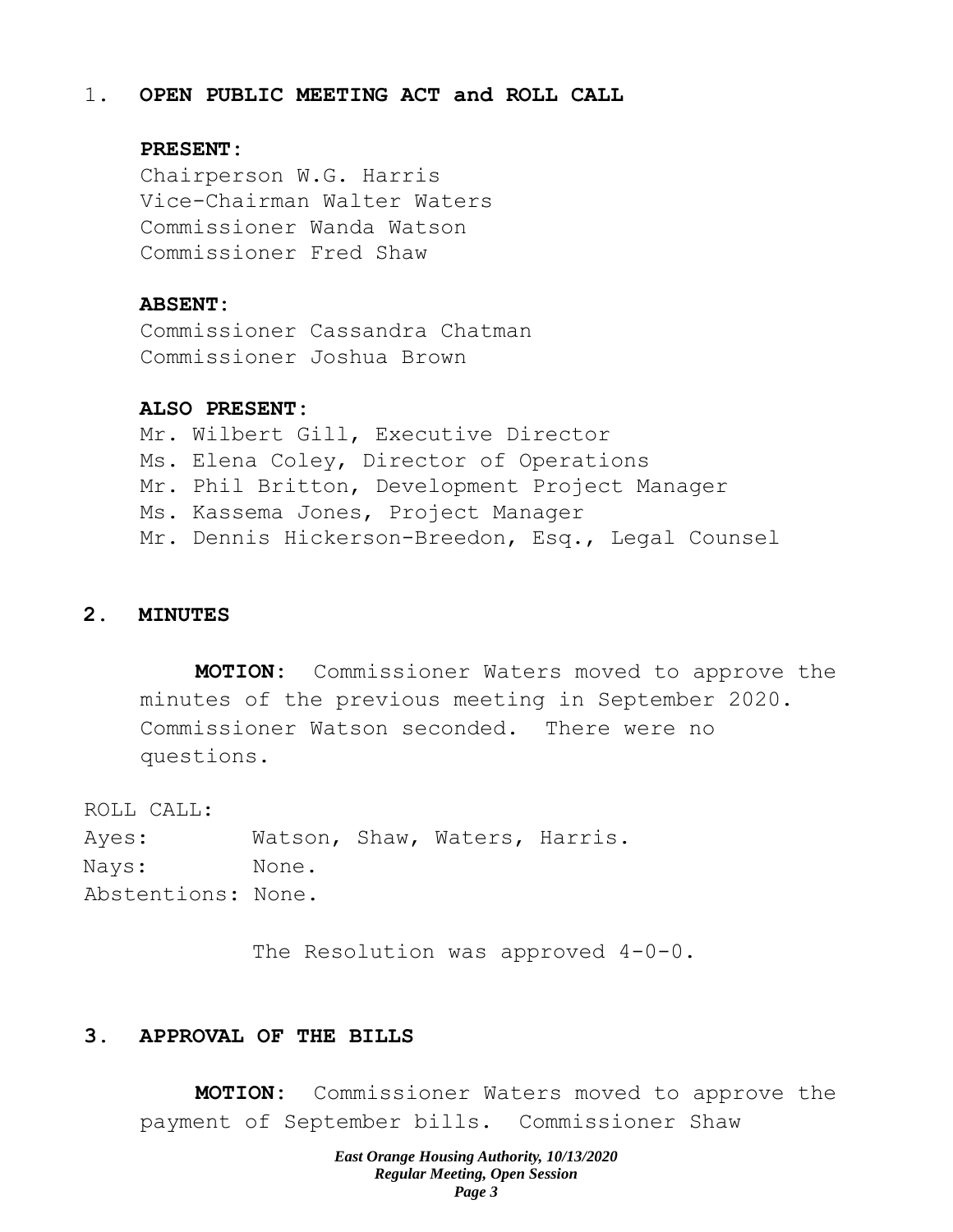## 1. OPEN PUBLIC MEETING ACT and ROLL CALL

**PRESENT:**

Chairperson W.G. Harris
Vice-Chairman Walter Waters
Commissioner Wanda Watson
Commissioner Fred Shaw

**ABSENT:**

Commissioner Cassandra Chatman
Commissioner Joshua Brown

**ALSO PRESENT:**

Mr. Wilbert Gill, Executive Director
Ms. Elena Coley, Director of Operations
Mr. Phil Britton, Development Project Manager
Ms. Kassema Jones, Project Manager
Mr. Dennis Hickerson-Breedon, Esq., Legal Counsel

## 2. MINUTES

**MOTION:** Commissioner Waters moved to approve the minutes of the previous meeting in September 2020. Commissioner Watson seconded. There were no questions.

ROLL CALL:
Ayes: Watson, Shaw, Waters, Harris.
Nays: None.
Abstentions: None.

The Resolution was approved 4-0-0.

## 3. APPROVAL OF THE BILLS

**MOTION:** Commissioner Waters moved to approve the payment of September bills. Commissioner Shaw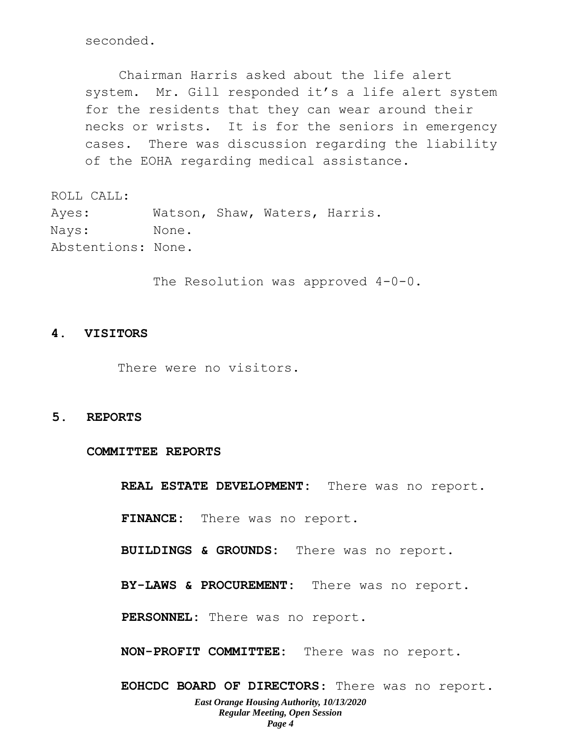seconded.

Chairman Harris asked about the life alert system. Mr. Gill responded it's a life alert system for the residents that they can wear around their necks or wrists. It is for the seniors in emergency cases. There was discussion regarding the liability of the EOHA regarding medical assistance.

ROLL CALL:
Ayes: Watson, Shaw, Waters, Harris.
Nays: None.
Abstentions: None.

The Resolution was approved 4-0-0.

## 4. VISITORS

There were no visitors.

## 5. REPORTS

### COMMITTEE REPORTS

**REAL ESTATE DEVELOPMENT:** There was no report.

**FINANCE:** There was no report.

**BUILDINGS & GROUNDS:** There was no report.

**BY-LAWS & PROCUREMENT:** There was no report.

**PERSONNEL:** There was no report.

**NON-PROFIT COMMITTEE:** There was no report.

**EOHCDC BOARD OF DIRECTORS:** There was no report.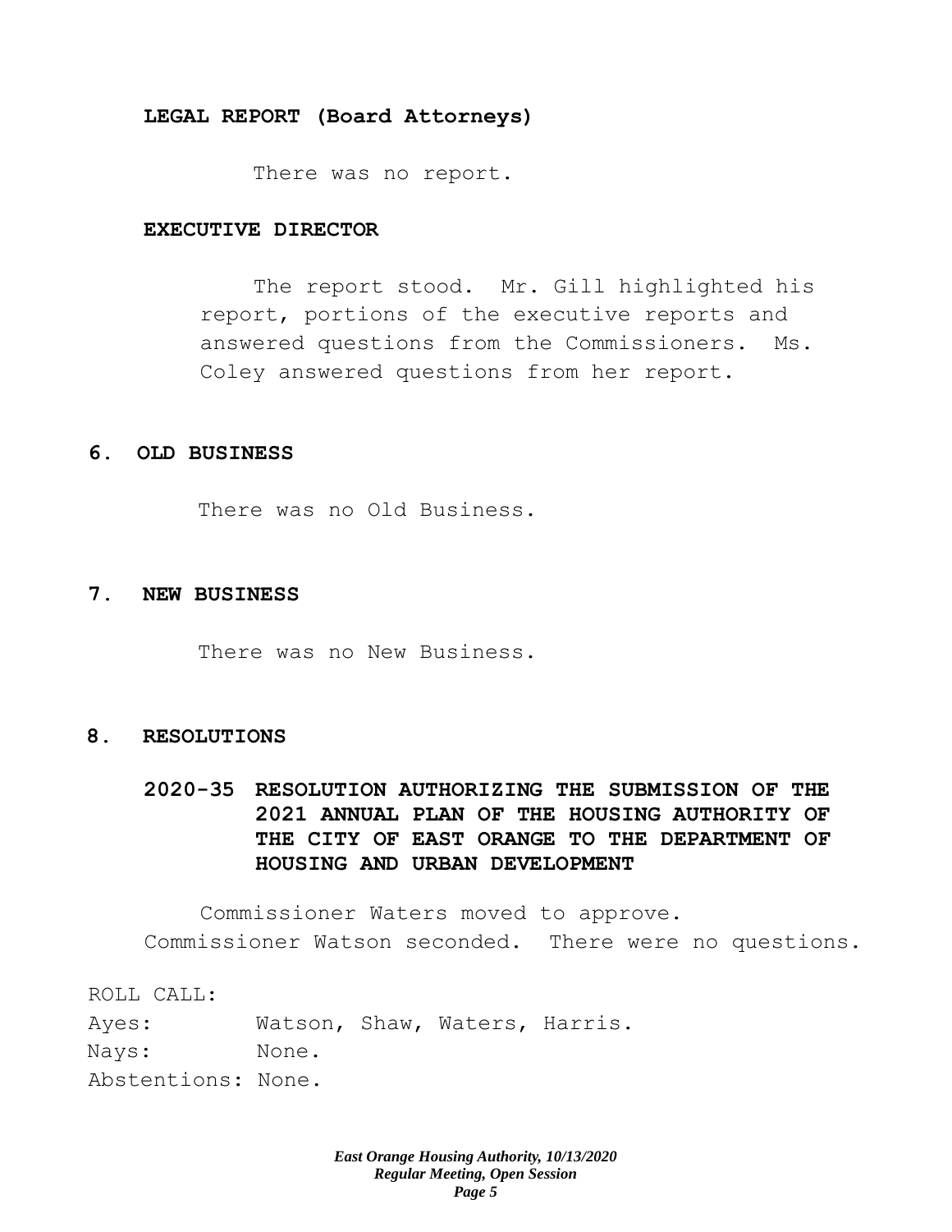**LEGAL REPORT (Board Attorneys)**

There was no report.

**EXECUTIVE DIRECTOR**

The report stood. Mr. Gill highlighted his report, portions of the executive reports and answered questions from the Commissioners. Ms. Coley answered questions from her report.

## 6. OLD BUSINESS

There was no Old Business.

## 7. NEW BUSINESS

There was no New Business.

## 8. RESOLUTIONS

**2020-35 RESOLUTION AUTHORIZING THE SUBMISSION OF THE 2021 ANNUAL PLAN OF THE HOUSING AUTHORITY OF THE CITY OF EAST ORANGE TO THE DEPARTMENT OF HOUSING AND URBAN DEVELOPMENT**

Commissioner Waters moved to approve. Commissioner Watson seconded. There were no questions.

ROLL CALL:
Ayes: Watson, Shaw, Waters, Harris.
Nays: None.
Abstentions: None.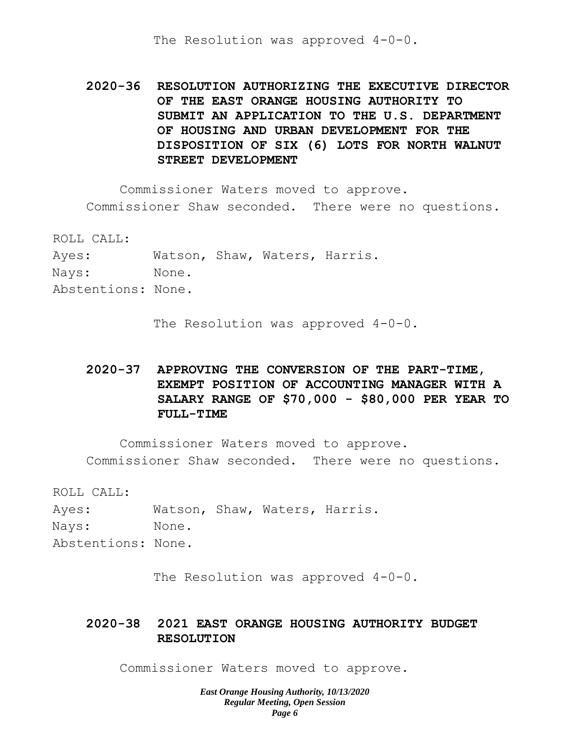The Resolution was approved 4-0-0.

**2020-36 RESOLUTION AUTHORIZING THE EXECUTIVE DIRECTOR OF THE EAST ORANGE HOUSING AUTHORITY TO SUBMIT AN APPLICATION TO THE U.S. DEPARTMENT OF HOUSING AND URBAN DEVELOPMENT FOR THE DISPOSITION OF SIX (6) LOTS FOR NORTH WALNUT STREET DEVELOPMENT**

Commissioner Waters moved to approve. Commissioner Shaw seconded. There were no questions.

ROLL CALL:

Ayes: Watson, Shaw, Waters, Harris.

Nays: None.

Abstentions: None.

The Resolution was approved 4-0-0.

**2020-37 APPROVING THE CONVERSION OF THE PART-TIME, EXEMPT POSITION OF ACCOUNTING MANAGER WITH A SALARY RANGE OF $70,000 - $80,000 PER YEAR TO FULL-TIME**

Commissioner Waters moved to approve. Commissioner Shaw seconded. There were no questions.

ROLL CALL:

Ayes: Watson, Shaw, Waters, Harris.

Nays: None.

Abstentions: None.

The Resolution was approved 4-0-0.

**2020-38 2021 EAST ORANGE HOUSING AUTHORITY BUDGET RESOLUTION**

Commissioner Waters moved to approve.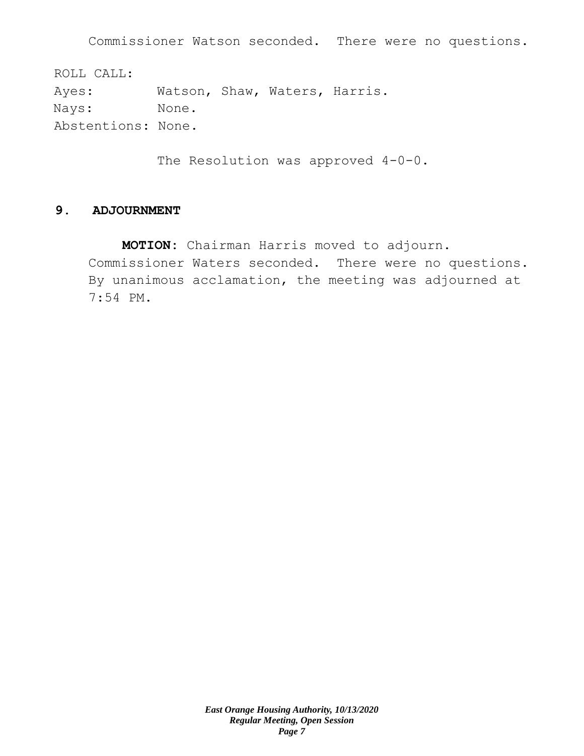Commissioner Watson seconded. There were no questions.

ROLL CALL:
Ayes: Watson, Shaw, Waters, Harris.
Nays: None.
Abstentions: None.

The Resolution was approved 4-0-0.

## 9. ADJOURNMENT

**MOTION**: Chairman Harris moved to adjourn. Commissioner Waters seconded. There were no questions. By unanimous acclamation, the meeting was adjourned at 7:54 PM.